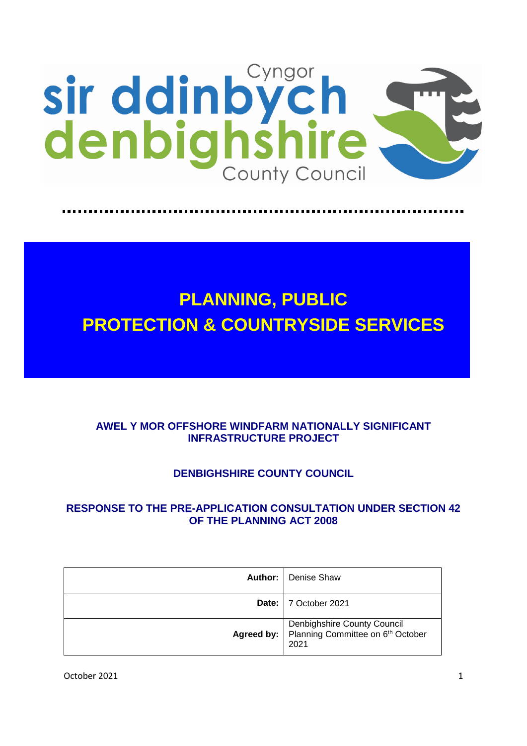Cyngor
sir ddinbych
denbighshire
County Council

# PLANNING, PUBLIC PROTECTION & COUNTRYSIDE SERVICES

## AWEL Y MOR OFFSHORE WINDFARM NATIONALLY SIGNIFICANT INFRASTRUCTURE PROJECT

## DENBIGHSHIRE COUNTY COUNCIL

## RESPONSE TO THE PRE-APPLICATION CONSULTATION UNDER SECTION 42 OF THE PLANNING ACT 2008

| | |
|---|---|
| **Author:** | Denise Shaw |
| **Date:** | 7 October 2021 |
| **Agreed by:** | Denbighshire County Council Planning Committee on 6th October 2021 |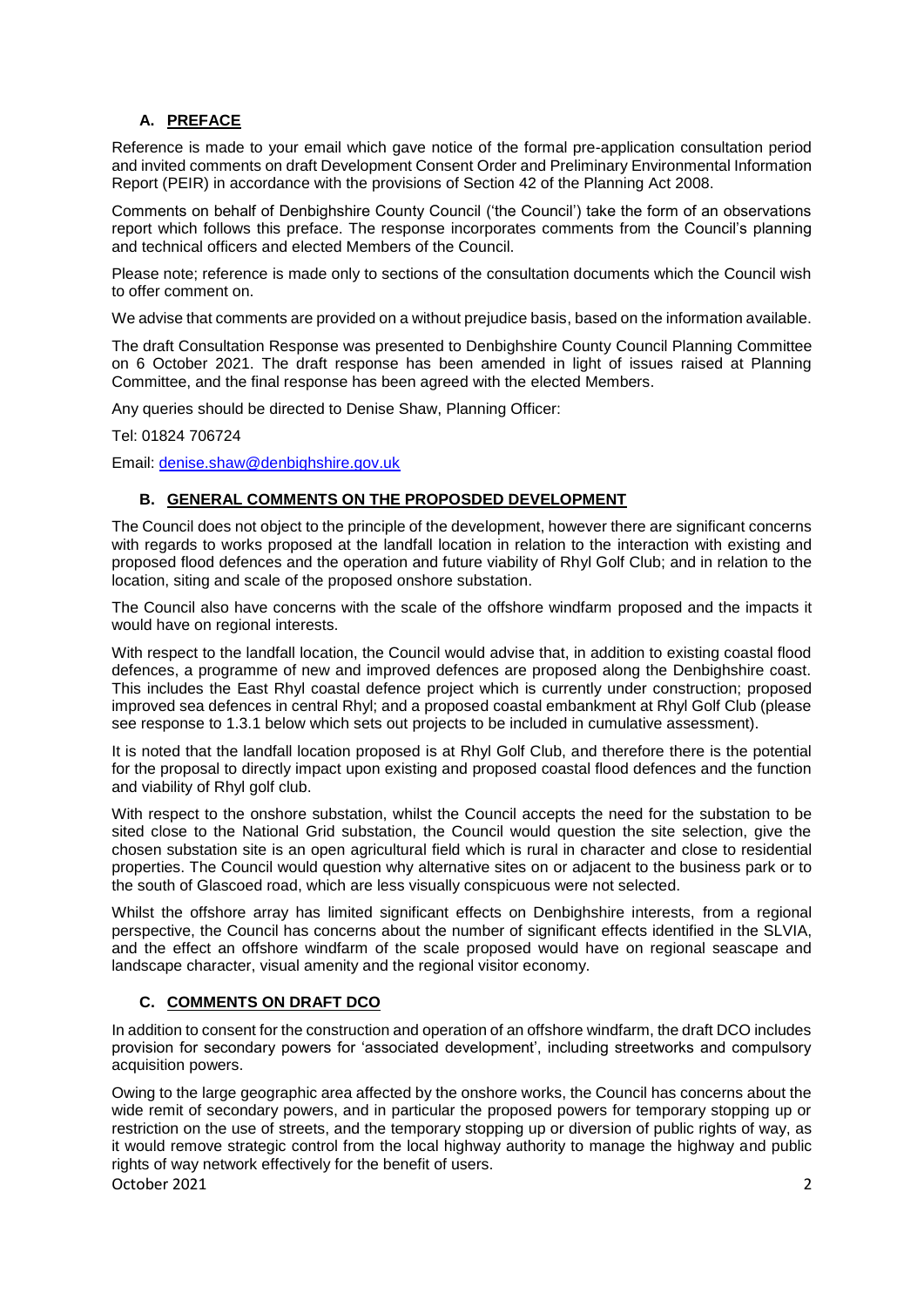## A. PREFACE

Reference is made to your email which gave notice of the formal pre-application consultation period and invited comments on draft Development Consent Order and Preliminary Environmental Information Report (PEIR) in accordance with the provisions of Section 42 of the Planning Act 2008.

Comments on behalf of Denbighshire County Council ('the Council') take the form of an observations report which follows this preface. The response incorporates comments from the Council's planning and technical officers and elected Members of the Council.

Please note; reference is made only to sections of the consultation documents which the Council wish to offer comment on.

We advise that comments are provided on a without prejudice basis, based on the information available.

The draft Consultation Response was presented to Denbighshire County Council Planning Committee on 6 October 2021. The draft response has been amended in light of issues raised at Planning Committee, and the final response has been agreed with the elected Members.

Any queries should be directed to Denise Shaw, Planning Officer:

Tel: 01824 706724

Email: denise.shaw@denbighshire.gov.uk

## B. GENERAL COMMENTS ON THE PROPOSDED DEVELOPMENT

The Council does not object to the principle of the development, however there are significant concerns with regards to works proposed at the landfall location in relation to the interaction with existing and proposed flood defences and the operation and future viability of Rhyl Golf Club; and in relation to the location, siting and scale of the proposed onshore substation.

The Council also have concerns with the scale of the offshore windfarm proposed and the impacts it would have on regional interests.

With respect to the landfall location, the Council would advise that, in addition to existing coastal flood defences, a programme of new and improved defences are proposed along the Denbighshire coast. This includes the East Rhyl coastal defence project which is currently under construction; proposed improved sea defences in central Rhyl; and a proposed coastal embankment at Rhyl Golf Club (please see response to 1.3.1 below which sets out projects to be included in cumulative assessment).

It is noted that the landfall location proposed is at Rhyl Golf Club, and therefore there is the potential for the proposal to directly impact upon existing and proposed coastal flood defences and the function and viability of Rhyl golf club.

With respect to the onshore substation, whilst the Council accepts the need for the substation to be sited close to the National Grid substation, the Council would question the site selection, give the chosen substation site is an open agricultural field which is rural in character and close to residential properties. The Council would question why alternative sites on or adjacent to the business park or to the south of Glascoed road, which are less visually conspicuous were not selected.

Whilst the offshore array has limited significant effects on Denbighshire interests, from a regional perspective, the Council has concerns about the number of significant effects identified in the SLVIA, and the effect an offshore windfarm of the scale proposed would have on regional seascape and landscape character, visual amenity and the regional visitor economy.

## C. COMMENTS ON DRAFT DCO

In addition to consent for the construction and operation of an offshore windfarm, the draft DCO includes provision for secondary powers for 'associated development', including streetworks and compulsory acquisition powers.

Owing to the large geographic area affected by the onshore works, the Council has concerns about the wide remit of secondary powers, and in particular the proposed powers for temporary stopping up or restriction on the use of streets, and the temporary stopping up or diversion of public rights of way, as it would remove strategic control from the local highway authority to manage the highway and public rights of way network effectively for the benefit of users.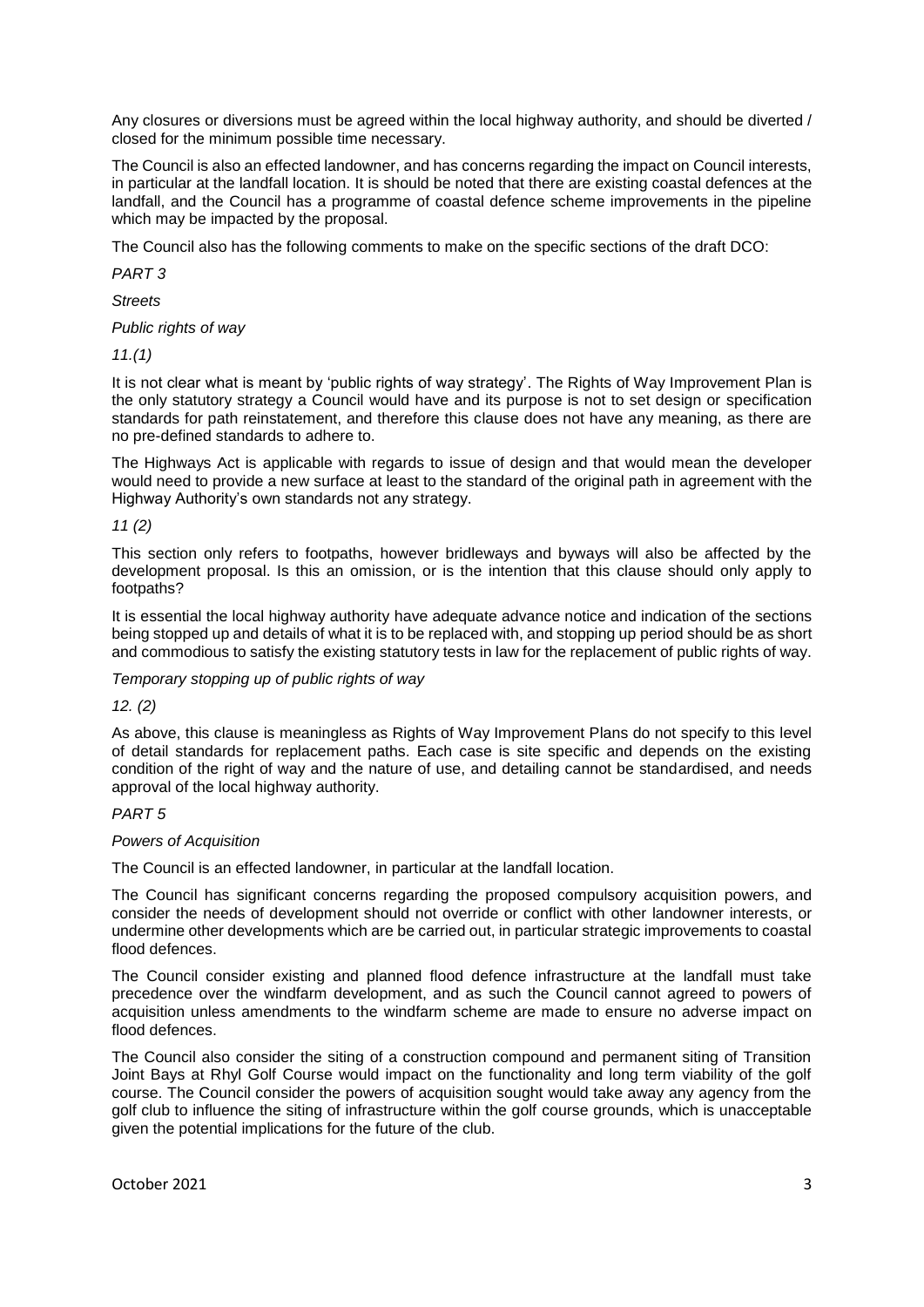Any closures or diversions must be agreed within the local highway authority, and should be diverted / closed for the minimum possible time necessary.

The Council is also an effected landowner, and has concerns regarding the impact on Council interests, in particular at the landfall location. It is should be noted that there are existing coastal defences at the landfall, and the Council has a programme of coastal defence scheme improvements in the pipeline which may be impacted by the proposal.

The Council also has the following comments to make on the specific sections of the draft DCO:

*PART 3*

*Streets*

*Public rights of way*

*11.(1)*

It is not clear what is meant by 'public rights of way strategy'. The Rights of Way Improvement Plan is the only statutory strategy a Council would have and its purpose is not to set design or specification standards for path reinstatement, and therefore this clause does not have any meaning, as there are no pre-defined standards to adhere to.

The Highways Act is applicable with regards to issue of design and that would mean the developer would need to provide a new surface at least to the standard of the original path in agreement with the Highway Authority's own standards not any strategy.

*11 (2)*

This section only refers to footpaths, however bridleways and byways will also be affected by the development proposal. Is this an omission, or is the intention that this clause should only apply to footpaths?

It is essential the local highway authority have adequate advance notice and indication of the sections being stopped up and details of what it is to be replaced with, and stopping up period should be as short and commodious to satisfy the existing statutory tests in law for the replacement of public rights of way.

*Temporary stopping up of public rights of way*

*12. (2)*

As above, this clause is meaningless as Rights of Way Improvement Plans do not specify to this level of detail standards for replacement paths. Each case is site specific and depends on the existing condition of the right of way and the nature of use, and detailing cannot be standardised, and needs approval of the local highway authority.

*PART 5*

*Powers of Acquisition*

The Council is an effected landowner, in particular at the landfall location.

The Council has significant concerns regarding the proposed compulsory acquisition powers, and consider the needs of development should not override or conflict with other landowner interests, or undermine other developments which are be carried out, in particular strategic improvements to coastal flood defences.

The Council consider existing and planned flood defence infrastructure at the landfall must take precedence over the windfarm development, and as such the Council cannot agreed to powers of acquisition unless amendments to the windfarm scheme are made to ensure no adverse impact on flood defences.

The Council also consider the siting of a construction compound and permanent siting of Transition Joint Bays at Rhyl Golf Course would impact on the functionality and long term viability of the golf course. The Council consider the powers of acquisition sought would take away any agency from the golf club to influence the siting of infrastructure within the golf course grounds, which is unacceptable given the potential implications for the future of the club.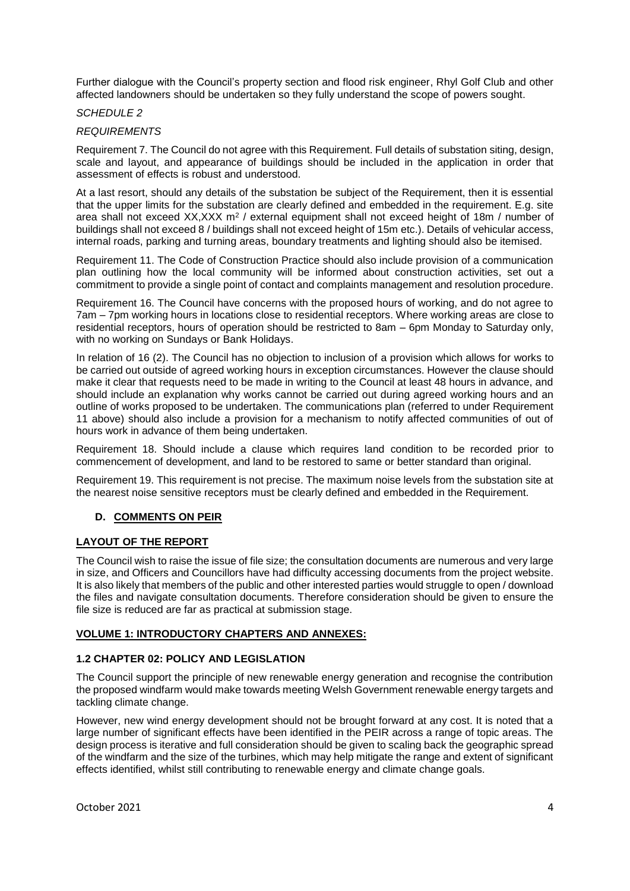Further dialogue with the Council's property section and flood risk engineer, Rhyl Golf Club and other affected landowners should be undertaken so they fully understand the scope of powers sought.

*SCHEDULE 2*

*REQUIREMENTS*

Requirement 7. The Council do not agree with this Requirement. Full details of substation siting, design, scale and layout, and appearance of buildings should be included in the application in order that assessment of effects is robust and understood.

At a last resort, should any details of the substation be subject of the Requirement, then it is essential that the upper limits for the substation are clearly defined and embedded in the requirement. E.g. site area shall not exceed XX,XXX $m^2$ / external equipment shall not exceed height of 18m / number of buildings shall not exceed 8 / buildings shall not exceed height of 15m etc.). Details of vehicular access, internal roads, parking and turning areas, boundary treatments and lighting should also be itemised.

Requirement 11. The Code of Construction Practice should also include provision of a communication plan outlining how the local community will be informed about construction activities, set out a commitment to provide a single point of contact and complaints management and resolution procedure.

Requirement 16. The Council have concerns with the proposed hours of working, and do not agree to 7am – 7pm working hours in locations close to residential receptors. Where working areas are close to residential receptors, hours of operation should be restricted to 8am – 6pm Monday to Saturday only, with no working on Sundays or Bank Holidays.

In relation of 16 (2). The Council has no objection to inclusion of a provision which allows for works to be carried out outside of agreed working hours in exception circumstances. However the clause should make it clear that requests need to be made in writing to the Council at least 48 hours in advance, and should include an explanation why works cannot be carried out during agreed working hours and an outline of works proposed to be undertaken. The communications plan (referred to under Requirement 11 above) should also include a provision for a mechanism to notify affected communities of out of hours work in advance of them being undertaken.

Requirement 18. Should include a clause which requires land condition to be recorded prior to commencement of development, and land to be restored to same or better standard than original.

Requirement 19. This requirement is not precise. The maximum noise levels from the substation site at the nearest noise sensitive receptors must be clearly defined and embedded in the Requirement.

## D. COMMENTS ON PEIR

### LAYOUT OF THE REPORT

The Council wish to raise the issue of file size; the consultation documents are numerous and very large in size, and Officers and Councillors have had difficulty accessing documents from the project website. It is also likely that members of the public and other interested parties would struggle to open / download the files and navigate consultation documents. Therefore consideration should be given to ensure the file size is reduced are far as practical at submission stage.

### VOLUME 1: INTRODUCTORY CHAPTERS AND ANNEXES:

#### 1.2 CHAPTER 02: POLICY AND LEGISLATION

The Council support the principle of new renewable energy generation and recognise the contribution the proposed windfarm would make towards meeting Welsh Government renewable energy targets and tackling climate change.

However, new wind energy development should not be brought forward at any cost. It is noted that a large number of significant effects have been identified in the PEIR across a range of topic areas. The design process is iterative and full consideration should be given to scaling back the geographic spread of the windfarm and the size of the turbines, which may help mitigate the range and extent of significant effects identified, whilst still contributing to renewable energy and climate change goals.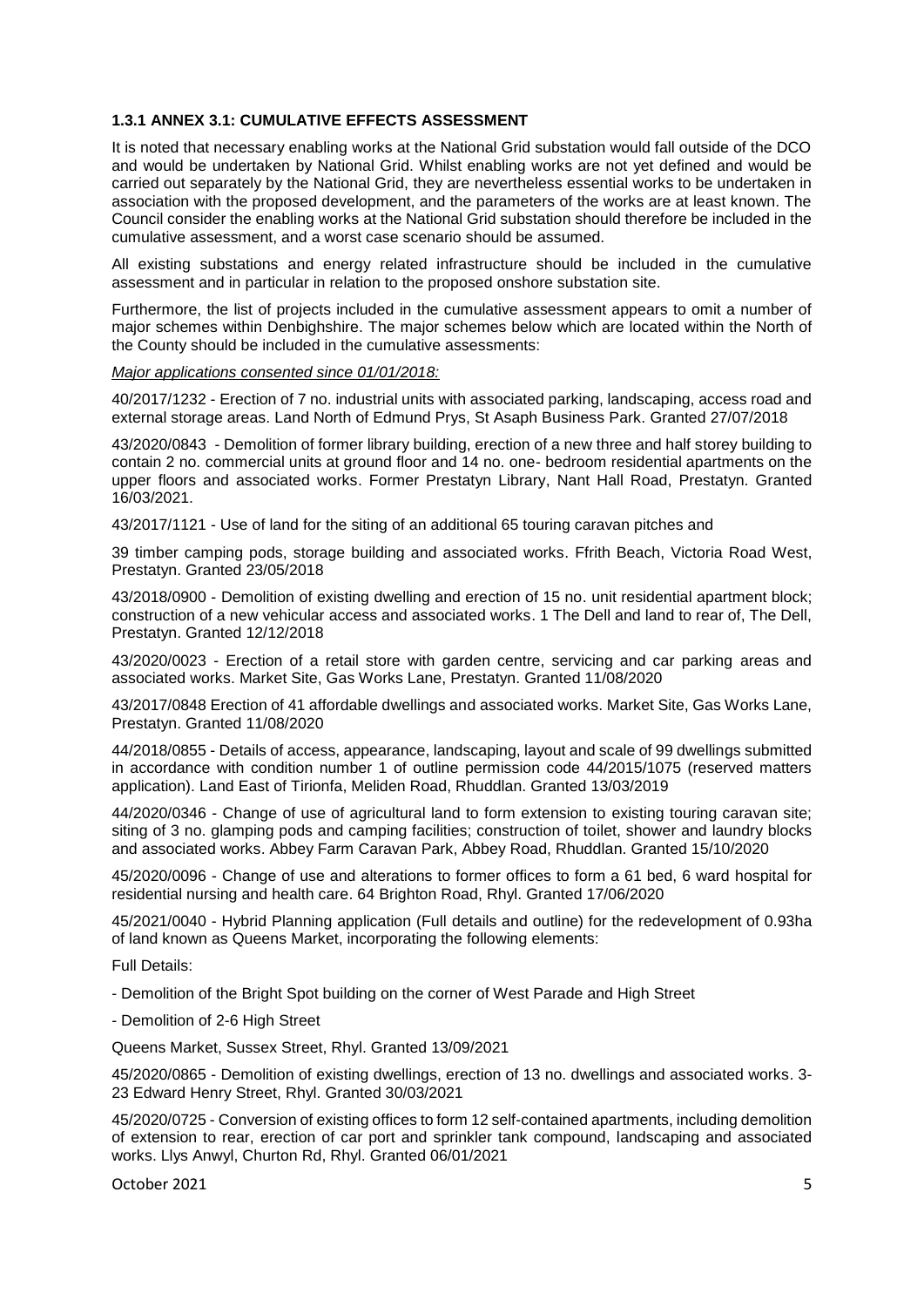### 1.3.1 ANNEX 3.1: CUMULATIVE EFFECTS ASSESSMENT

It is noted that necessary enabling works at the National Grid substation would fall outside of the DCO and would be undertaken by National Grid. Whilst enabling works are not yet defined and would be carried out separately by the National Grid, they are nevertheless essential works to be undertaken in association with the proposed development, and the parameters of the works are at least known. The Council consider the enabling works at the National Grid substation should therefore be included in the cumulative assessment, and a worst case scenario should be assumed.

All existing substations and energy related infrastructure should be included in the cumulative assessment and in particular in relation to the proposed onshore substation site.

Furthermore, the list of projects included in the cumulative assessment appears to omit a number of major schemes within Denbighshire. The major schemes below which are located within the North of the County should be included in the cumulative assessments:

*Major applications consented since 01/01/2018:*

40/2017/1232 - Erection of 7 no. industrial units with associated parking, landscaping, access road and external storage areas. Land North of Edmund Prys, St Asaph Business Park. Granted 27/07/2018

43/2020/0843 - Demolition of former library building, erection of a new three and half storey building to contain 2 no. commercial units at ground floor and 14 no. one- bedroom residential apartments on the upper floors and associated works. Former Prestatyn Library, Nant Hall Road, Prestatyn. Granted 16/03/2021.

43/2017/1121 - Use of land for the siting of an additional 65 touring caravan pitches and

39 timber camping pods, storage building and associated works. Ffrith Beach, Victoria Road West, Prestatyn. Granted 23/05/2018

43/2018/0900 - Demolition of existing dwelling and erection of 15 no. unit residential apartment block; construction of a new vehicular access and associated works. 1 The Dell and land to rear of, The Dell, Prestatyn. Granted 12/12/2018

43/2020/0023 - Erection of a retail store with garden centre, servicing and car parking areas and associated works. Market Site, Gas Works Lane, Prestatyn. Granted 11/08/2020

43/2017/0848 Erection of 41 affordable dwellings and associated works. Market Site, Gas Works Lane, Prestatyn. Granted 11/08/2020

44/2018/0855 - Details of access, appearance, landscaping, layout and scale of 99 dwellings submitted in accordance with condition number 1 of outline permission code 44/2015/1075 (reserved matters application). Land East of Tirionfa, Meliden Road, Rhuddlan. Granted 13/03/2019

44/2020/0346 - Change of use of agricultural land to form extension to existing touring caravan site; siting of 3 no. glamping pods and camping facilities; construction of toilet, shower and laundry blocks and associated works. Abbey Farm Caravan Park, Abbey Road, Rhuddlan. Granted 15/10/2020

45/2020/0096 - Change of use and alterations to former offices to form a 61 bed, 6 ward hospital for residential nursing and health care. 64 Brighton Road, Rhyl. Granted 17/06/2020

45/2021/0040 - Hybrid Planning application (Full details and outline) for the redevelopment of 0.93ha of land known as Queens Market, incorporating the following elements:

Full Details:

- Demolition of the Bright Spot building on the corner of West Parade and High Street
- Demolition of 2-6 High Street

Queens Market, Sussex Street, Rhyl. Granted 13/09/2021

45/2020/0865 - Demolition of existing dwellings, erection of 13 no. dwellings and associated works. 3-23 Edward Henry Street, Rhyl. Granted 30/03/2021

45/2020/0725 - Conversion of existing offices to form 12 self-contained apartments, including demolition of extension to rear, erection of car port and sprinkler tank compound, landscaping and associated works. Llys Anwyl, Churton Rd, Rhyl. Granted 06/01/2021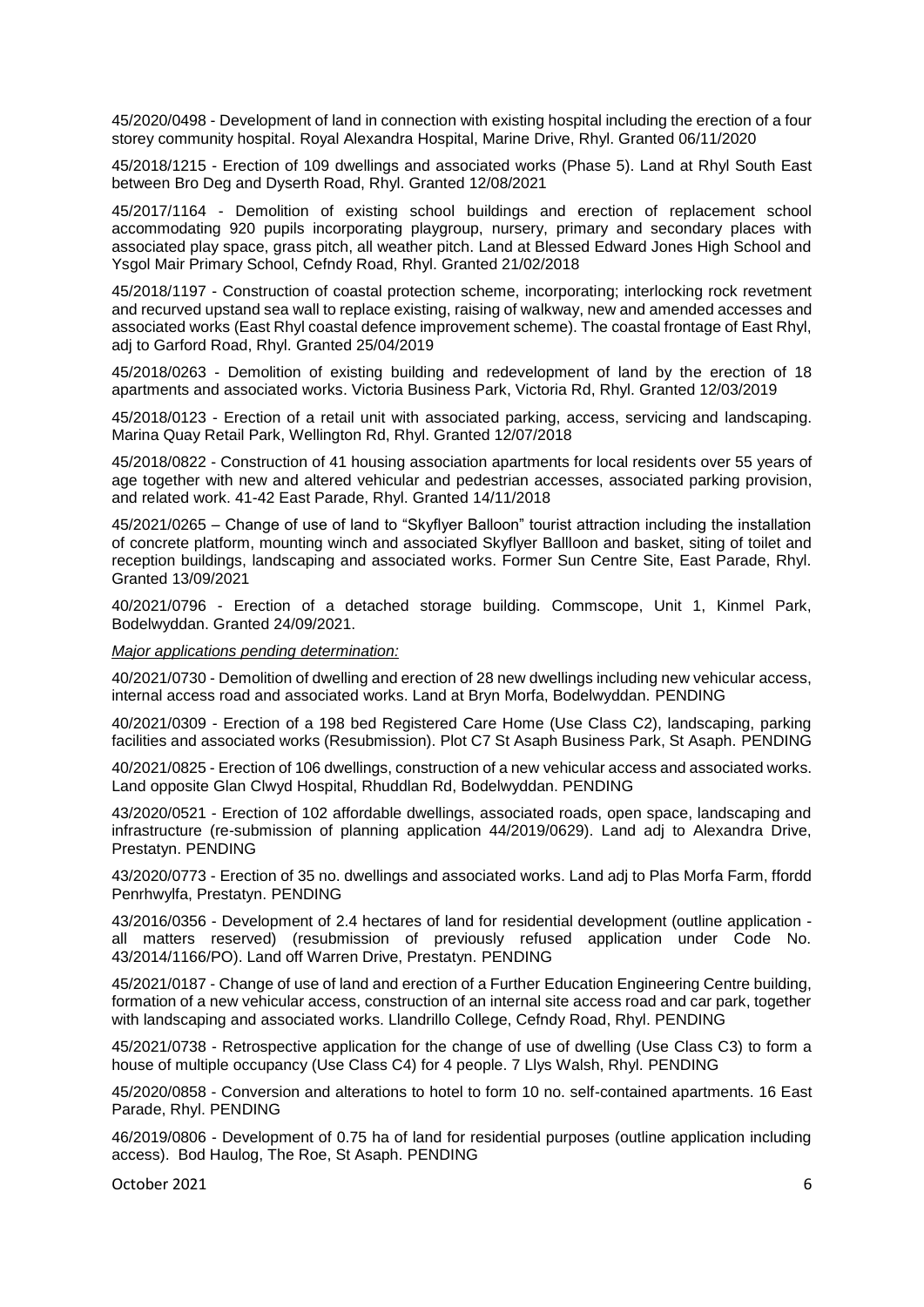45/2020/0498 - Development of land in connection with existing hospital including the erection of a four storey community hospital. Royal Alexandra Hospital, Marine Drive, Rhyl. Granted 06/11/2020

45/2018/1215 - Erection of 109 dwellings and associated works (Phase 5). Land at Rhyl South East between Bro Deg and Dyserth Road, Rhyl. Granted 12/08/2021

45/2017/1164 - Demolition of existing school buildings and erection of replacement school accommodating 920 pupils incorporating playgroup, nursery, primary and secondary places with associated play space, grass pitch, all weather pitch. Land at Blessed Edward Jones High School and Ysgol Mair Primary School, Cefndy Road, Rhyl. Granted 21/02/2018

45/2018/1197 - Construction of coastal protection scheme, incorporating; interlocking rock revetment and recurved upstand sea wall to replace existing, raising of walkway, new and amended accesses and associated works (East Rhyl coastal defence improvement scheme). The coastal frontage of East Rhyl, adj to Garford Road, Rhyl. Granted 25/04/2019

45/2018/0263 - Demolition of existing building and redevelopment of land by the erection of 18 apartments and associated works. Victoria Business Park, Victoria Rd, Rhyl. Granted 12/03/2019

45/2018/0123 - Erection of a retail unit with associated parking, access, servicing and landscaping. Marina Quay Retail Park, Wellington Rd, Rhyl. Granted 12/07/2018

45/2018/0822 - Construction of 41 housing association apartments for local residents over 55 years of age together with new and altered vehicular and pedestrian accesses, associated parking provision, and related work. 41-42 East Parade, Rhyl. Granted 14/11/2018

45/2021/0265 – Change of use of land to "Skyflyer Balloon" tourist attraction including the installation of concrete platform, mounting winch and associated Skyflyer Ballloon and basket, siting of toilet and reception buildings, landscaping and associated works. Former Sun Centre Site, East Parade, Rhyl. Granted 13/09/2021

40/2021/0796 - Erection of a detached storage building. Commscope, Unit 1, Kinmel Park, Bodelwyddan. Granted 24/09/2021.

*Major applications pending determination:*

40/2021/0730 - Demolition of dwelling and erection of 28 new dwellings including new vehicular access, internal access road and associated works. Land at Bryn Morfa, Bodelwyddan. PENDING

40/2021/0309 - Erection of a 198 bed Registered Care Home (Use Class C2), landscaping, parking facilities and associated works (Resubmission). Plot C7 St Asaph Business Park, St Asaph. PENDING

40/2021/0825 - Erection of 106 dwellings, construction of a new vehicular access and associated works. Land opposite Glan Clwyd Hospital, Rhuddlan Rd, Bodelwyddan. PENDING

43/2020/0521 - Erection of 102 affordable dwellings, associated roads, open space, landscaping and infrastructure (re-submission of planning application 44/2019/0629). Land adj to Alexandra Drive, Prestatyn. PENDING

43/2020/0773 - Erection of 35 no. dwellings and associated works. Land adj to Plas Morfa Farm, ffordd Penrhwylfa, Prestatyn. PENDING

43/2016/0356 - Development of 2.4 hectares of land for residential development (outline application - all matters reserved) (resubmission of previously refused application under Code No. 43/2014/1166/PO). Land off Warren Drive, Prestatyn. PENDING

45/2021/0187 - Change of use of land and erection of a Further Education Engineering Centre building, formation of a new vehicular access, construction of an internal site access road and car park, together with landscaping and associated works. Llandrillo College, Cefndy Road, Rhyl. PENDING

45/2021/0738 - Retrospective application for the change of use of dwelling (Use Class C3) to form a house of multiple occupancy (Use Class C4) for 4 people. 7 Llys Walsh, Rhyl. PENDING

45/2020/0858 - Conversion and alterations to hotel to form 10 no. self-contained apartments. 16 East Parade, Rhyl. PENDING

46/2019/0806 - Development of 0.75 ha of land for residential purposes (outline application including access). Bod Haulog, The Roe, St Asaph. PENDING

October 2021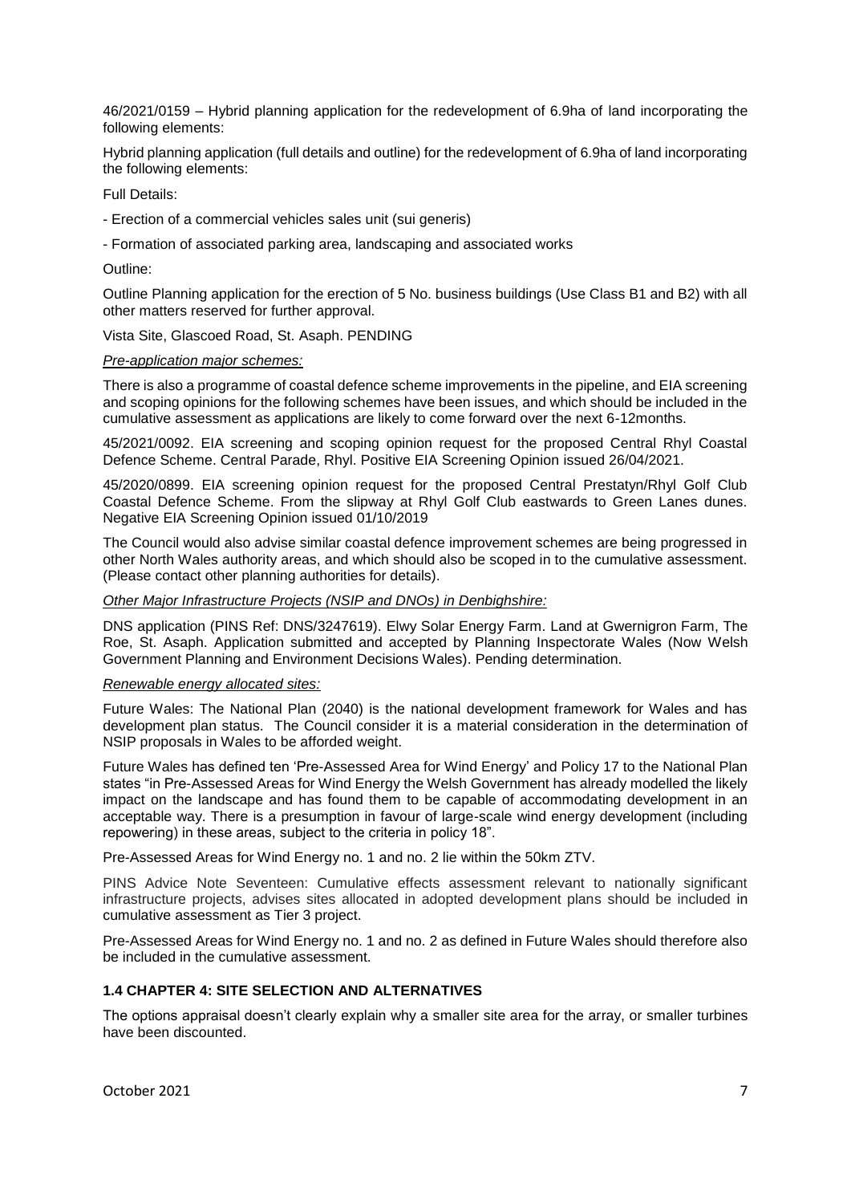46/2021/0159 – Hybrid planning application for the redevelopment of 6.9ha of land incorporating the following elements:

Hybrid planning application (full details and outline) for the redevelopment of 6.9ha of land incorporating the following elements:

Full Details:

- Erection of a commercial vehicles sales unit (sui generis)

- Formation of associated parking area, landscaping and associated works

Outline:

Outline Planning application for the erection of 5 No. business buildings (Use Class B1 and B2) with all other matters reserved for further approval.

Vista Site, Glascoed Road, St. Asaph. PENDING

*Pre-application major schemes:*

There is also a programme of coastal defence scheme improvements in the pipeline, and EIA screening and scoping opinions for the following schemes have been issues, and which should be included in the cumulative assessment as applications are likely to come forward over the next 6-12months.

45/2021/0092. EIA screening and scoping opinion request for the proposed Central Rhyl Coastal Defence Scheme. Central Parade, Rhyl. Positive EIA Screening Opinion issued 26/04/2021.

45/2020/0899. EIA screening opinion request for the proposed Central Prestatyn/Rhyl Golf Club Coastal Defence Scheme. From the slipway at Rhyl Golf Club eastwards to Green Lanes dunes. Negative EIA Screening Opinion issued 01/10/2019

The Council would also advise similar coastal defence improvement schemes are being progressed in other North Wales authority areas, and which should also be scoped in to the cumulative assessment. (Please contact other planning authorities for details).

*Other Major Infrastructure Projects (NSIP and DNOs) in Denbighshire:*

DNS application (PINS Ref: DNS/3247619). Elwy Solar Energy Farm. Land at Gwernigron Farm, The Roe, St. Asaph. Application submitted and accepted by Planning Inspectorate Wales (Now Welsh Government Planning and Environment Decisions Wales). Pending determination.

*Renewable energy allocated sites:*

Future Wales: The National Plan (2040) is the national development framework for Wales and has development plan status. The Council consider it is a material consideration in the determination of NSIP proposals in Wales to be afforded weight.

Future Wales has defined ten 'Pre-Assessed Area for Wind Energy' and Policy 17 to the National Plan states "in Pre-Assessed Areas for Wind Energy the Welsh Government has already modelled the likely impact on the landscape and has found them to be capable of accommodating development in an acceptable way. There is a presumption in favour of large-scale wind energy development (including repowering) in these areas, subject to the criteria in policy 18".

Pre-Assessed Areas for Wind Energy no. 1 and no. 2 lie within the 50km ZTV.

PINS Advice Note Seventeen: Cumulative effects assessment relevant to nationally significant infrastructure projects, advises sites allocated in adopted development plans should be included in cumulative assessment as Tier 3 project.

Pre-Assessed Areas for Wind Energy no. 1 and no. 2 as defined in Future Wales should therefore also be included in the cumulative assessment.

### 1.4 CHAPTER 4: SITE SELECTION AND ALTERNATIVES

The options appraisal doesn't clearly explain why a smaller site area for the array, or smaller turbines have been discounted.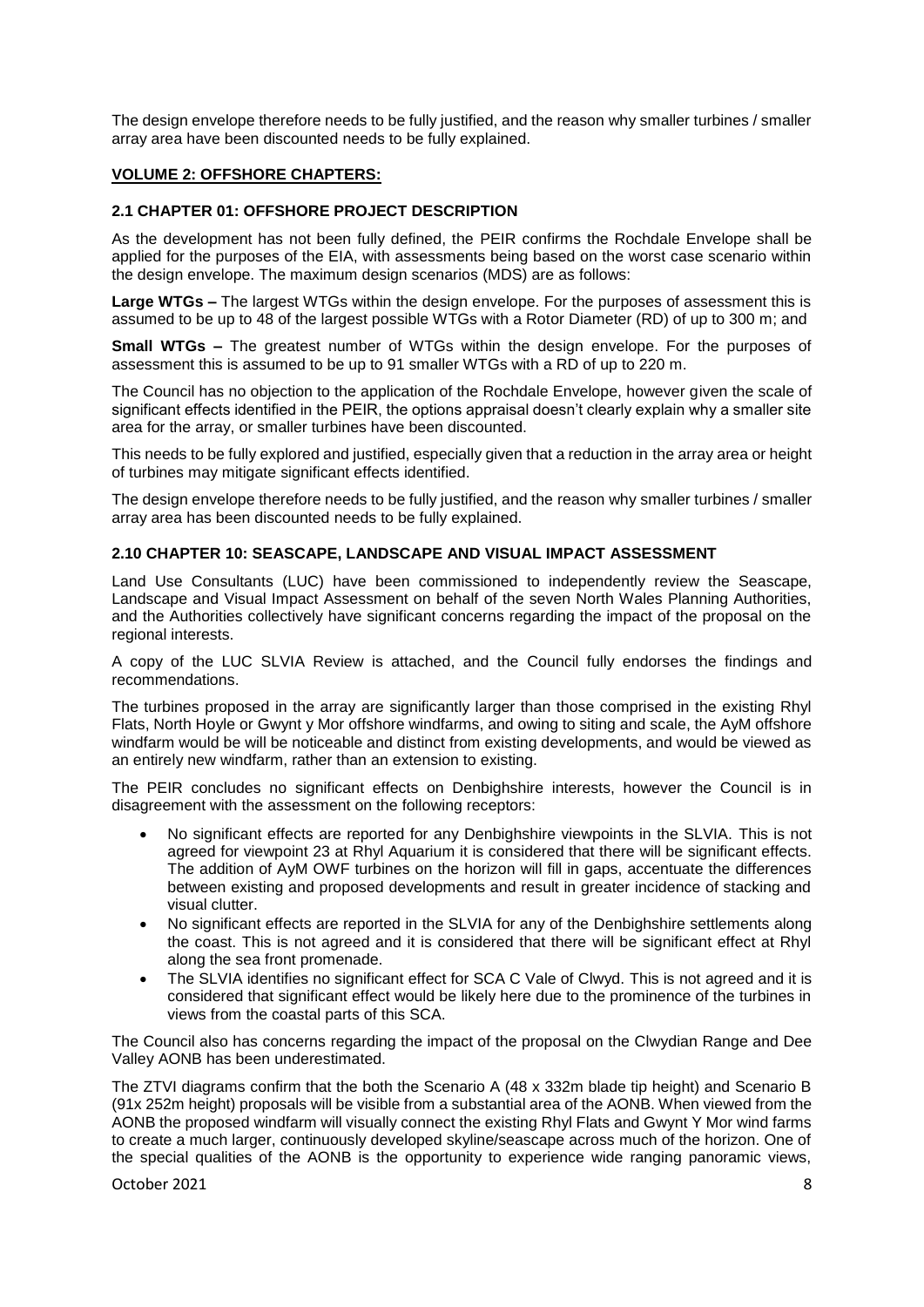The design envelope therefore needs to be fully justified, and the reason why smaller turbines / smaller array area have been discounted needs to be fully explained.

## VOLUME 2: OFFSHORE CHAPTERS:

### 2.1 CHAPTER 01: OFFSHORE PROJECT DESCRIPTION

As the development has not been fully defined, the PEIR confirms the Rochdale Envelope shall be applied for the purposes of the EIA, with assessments being based on the worst case scenario within the design envelope. The maximum design scenarios (MDS) are as follows:

**Large WTGs –** The largest WTGs within the design envelope. For the purposes of assessment this is assumed to be up to 48 of the largest possible WTGs with a Rotor Diameter (RD) of up to 300 m; and

**Small WTGs –** The greatest number of WTGs within the design envelope. For the purposes of assessment this is assumed to be up to 91 smaller WTGs with a RD of up to 220 m.

The Council has no objection to the application of the Rochdale Envelope, however given the scale of significant effects identified in the PEIR, the options appraisal doesn't clearly explain why a smaller site area for the array, or smaller turbines have been discounted.

This needs to be fully explored and justified, especially given that a reduction in the array area or height of turbines may mitigate significant effects identified.

The design envelope therefore needs to be fully justified, and the reason why smaller turbines / smaller array area has been discounted needs to be fully explained.

### 2.10 CHAPTER 10: SEASCAPE, LANDSCAPE AND VISUAL IMPACT ASSESSMENT

Land Use Consultants (LUC) have been commissioned to independently review the Seascape, Landscape and Visual Impact Assessment on behalf of the seven North Wales Planning Authorities, and the Authorities collectively have significant concerns regarding the impact of the proposal on the regional interests.

A copy of the LUC SLVIA Review is attached, and the Council fully endorses the findings and recommendations.

The turbines proposed in the array are significantly larger than those comprised in the existing Rhyl Flats, North Hoyle or Gwynt y Mor offshore windfarms, and owing to siting and scale, the AyM offshore windfarm would be will be noticeable and distinct from existing developments, and would be viewed as an entirely new windfarm, rather than an extension to existing.

The PEIR concludes no significant effects on Denbighshire interests, however the Council is in disagreement with the assessment on the following receptors:

- No significant effects are reported for any Denbighshire viewpoints in the SLVIA. This is not agreed for viewpoint 23 at Rhyl Aquarium it is considered that there will be significant effects. The addition of AyM OWF turbines on the horizon will fill in gaps, accentuate the differences between existing and proposed developments and result in greater incidence of stacking and visual clutter.
- No significant effects are reported in the SLVIA for any of the Denbighshire settlements along the coast. This is not agreed and it is considered that there will be significant effect at Rhyl along the sea front promenade.
- The SLVIA identifies no significant effect for SCA C Vale of Clwyd. This is not agreed and it is considered that significant effect would be likely here due to the prominence of the turbines in views from the coastal parts of this SCA.

The Council also has concerns regarding the impact of the proposal on the Clwydian Range and Dee Valley AONB has been underestimated.

The ZTVI diagrams confirm that the both the Scenario A (48 x 332m blade tip height) and Scenario B (91x 252m height) proposals will be visible from a substantial area of the AONB. When viewed from the AONB the proposed windfarm will visually connect the existing Rhyl Flats and Gwynt Y Mor wind farms to create a much larger, continuously developed skyline/seascape across much of the horizon. One of the special qualities of the AONB is the opportunity to experience wide ranging panoramic views,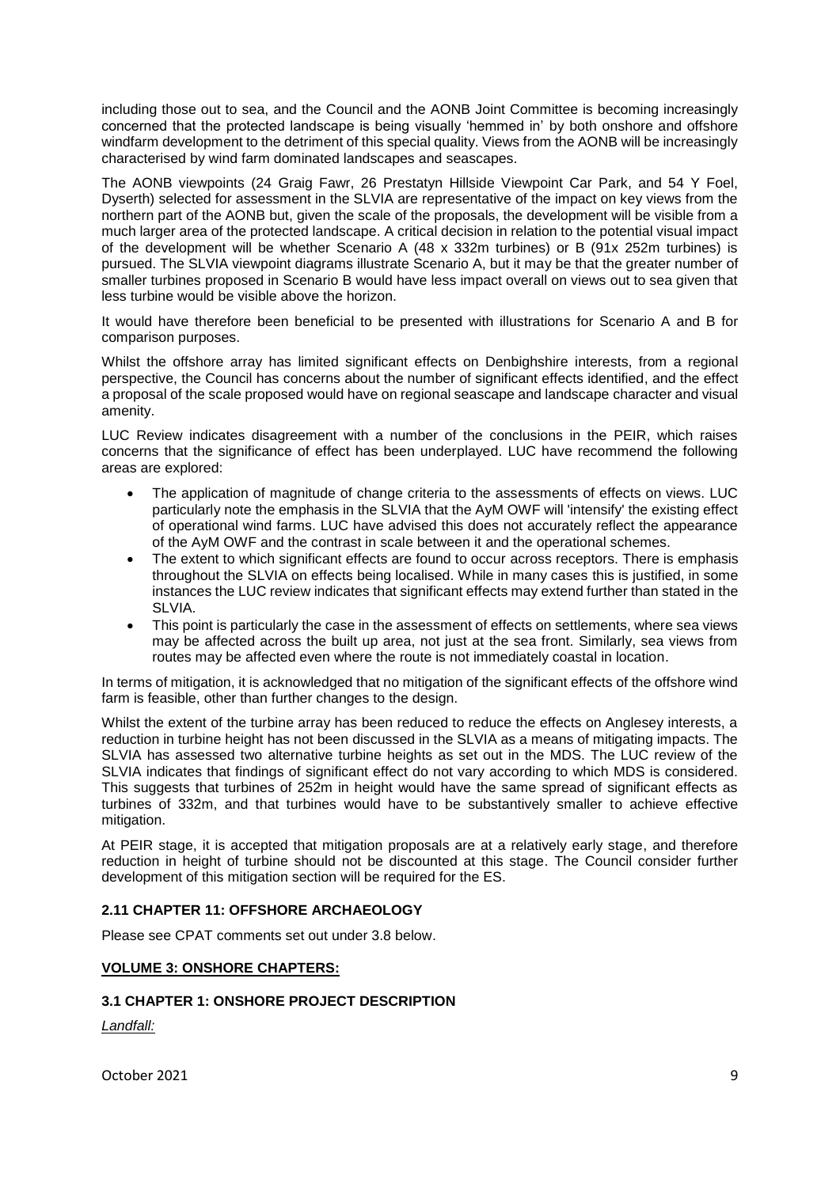including those out to sea, and the Council and the AONB Joint Committee is becoming increasingly concerned that the protected landscape is being visually 'hemmed in' by both onshore and offshore windfarm development to the detriment of this special quality. Views from the AONB will be increasingly characterised by wind farm dominated landscapes and seascapes.

The AONB viewpoints (24 Graig Fawr, 26 Prestatyn Hillside Viewpoint Car Park, and 54 Y Foel, Dyserth) selected for assessment in the SLVIA are representative of the impact on key views from the northern part of the AONB but, given the scale of the proposals, the development will be visible from a much larger area of the protected landscape. A critical decision in relation to the potential visual impact of the development will be whether Scenario A (48 x 332m turbines) or B (91x 252m turbines) is pursued. The SLVIA viewpoint diagrams illustrate Scenario A, but it may be that the greater number of smaller turbines proposed in Scenario B would have less impact overall on views out to sea given that less turbine would be visible above the horizon.

It would have therefore been beneficial to be presented with illustrations for Scenario A and B for comparison purposes.

Whilst the offshore array has limited significant effects on Denbighshire interests, from a regional perspective, the Council has concerns about the number of significant effects identified, and the effect a proposal of the scale proposed would have on regional seascape and landscape character and visual amenity.

LUC Review indicates disagreement with a number of the conclusions in the PEIR, which raises concerns that the significance of effect has been underplayed. LUC have recommend the following areas are explored:

- The application of magnitude of change criteria to the assessments of effects on views. LUC particularly note the emphasis in the SLVIA that the AyM OWF will 'intensify' the existing effect of operational wind farms. LUC have advised this does not accurately reflect the appearance of the AyM OWF and the contrast in scale between it and the operational schemes.
- The extent to which significant effects are found to occur across receptors. There is emphasis throughout the SLVIA on effects being localised. While in many cases this is justified, in some instances the LUC review indicates that significant effects may extend further than stated in the SLVIA.
- This point is particularly the case in the assessment of effects on settlements, where sea views may be affected across the built up area, not just at the sea front. Similarly, sea views from routes may be affected even where the route is not immediately coastal in location.

In terms of mitigation, it is acknowledged that no mitigation of the significant effects of the offshore wind farm is feasible, other than further changes to the design.

Whilst the extent of the turbine array has been reduced to reduce the effects on Anglesey interests, a reduction in turbine height has not been discussed in the SLVIA as a means of mitigating impacts. The SLVIA has assessed two alternative turbine heights as set out in the MDS. The LUC review of the SLVIA indicates that findings of significant effect do not vary according to which MDS is considered. This suggests that turbines of 252m in height would have the same spread of significant effects as turbines of 332m, and that turbines would have to be substantively smaller to achieve effective mitigation.

At PEIR stage, it is accepted that mitigation proposals are at a relatively early stage, and therefore reduction in height of turbine should not be discounted at this stage. The Council consider further development of this mitigation section will be required for the ES.

### 2.11 CHAPTER 11: OFFSHORE ARCHAEOLOGY

Please see CPAT comments set out under 3.8 below.

## VOLUME 3: ONSHORE CHAPTERS:

### 3.1 CHAPTER 1: ONSHORE PROJECT DESCRIPTION

*Landfall:*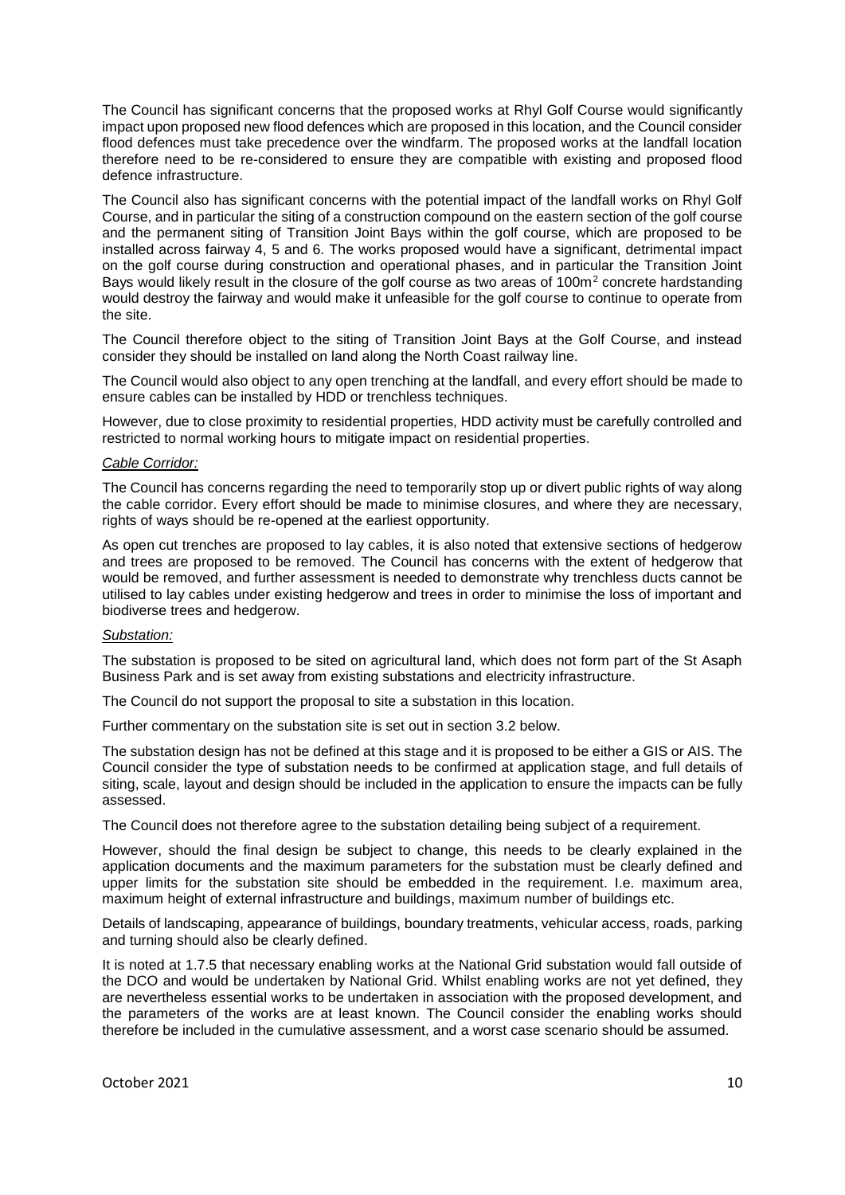The Council has significant concerns that the proposed works at Rhyl Golf Course would significantly impact upon proposed new flood defences which are proposed in this location, and the Council consider flood defences must take precedence over the windfarm. The proposed works at the landfall location therefore need to be re-considered to ensure they are compatible with existing and proposed flood defence infrastructure.

The Council also has significant concerns with the potential impact of the landfall works on Rhyl Golf Course, and in particular the siting of a construction compound on the eastern section of the golf course and the permanent siting of Transition Joint Bays within the golf course, which are proposed to be installed across fairway 4, 5 and 6. The works proposed would have a significant, detrimental impact on the golf course during construction and operational phases, and in particular the Transition Joint Bays would likely result in the closure of the golf course as two areas of $100m^2$ concrete hardstanding would destroy the fairway and would make it unfeasible for the golf course to continue to operate from the site.

The Council therefore object to the siting of Transition Joint Bays at the Golf Course, and instead consider they should be installed on land along the North Coast railway line.

The Council would also object to any open trenching at the landfall, and every effort should be made to ensure cables can be installed by HDD or trenchless techniques.

However, due to close proximity to residential properties, HDD activity must be carefully controlled and restricted to normal working hours to mitigate impact on residential properties.

*Cable Corridor:*

The Council has concerns regarding the need to temporarily stop up or divert public rights of way along the cable corridor. Every effort should be made to minimise closures, and where they are necessary, rights of ways should be re-opened at the earliest opportunity.

As open cut trenches are proposed to lay cables, it is also noted that extensive sections of hedgerow and trees are proposed to be removed. The Council has concerns with the extent of hedgerow that would be removed, and further assessment is needed to demonstrate why trenchless ducts cannot be utilised to lay cables under existing hedgerow and trees in order to minimise the loss of important and biodiverse trees and hedgerow.

*Substation:*

The substation is proposed to be sited on agricultural land, which does not form part of the St Asaph Business Park and is set away from existing substations and electricity infrastructure.

The Council do not support the proposal to site a substation in this location.

Further commentary on the substation site is set out in section 3.2 below.

The substation design has not be defined at this stage and it is proposed to be either a GIS or AIS. The Council consider the type of substation needs to be confirmed at application stage, and full details of siting, scale, layout and design should be included in the application to ensure the impacts can be fully assessed.

The Council does not therefore agree to the substation detailing being subject of a requirement.

However, should the final design be subject to change, this needs to be clearly explained in the application documents and the maximum parameters for the substation must be clearly defined and upper limits for the substation site should be embedded in the requirement. I.e. maximum area, maximum height of external infrastructure and buildings, maximum number of buildings etc.

Details of landscaping, appearance of buildings, boundary treatments, vehicular access, roads, parking and turning should also be clearly defined.

It is noted at 1.7.5 that necessary enabling works at the National Grid substation would fall outside of the DCO and would be undertaken by National Grid. Whilst enabling works are not yet defined, they are nevertheless essential works to be undertaken in association with the proposed development, and the parameters of the works are at least known. The Council consider the enabling works should therefore be included in the cumulative assessment, and a worst case scenario should be assumed.

October 2021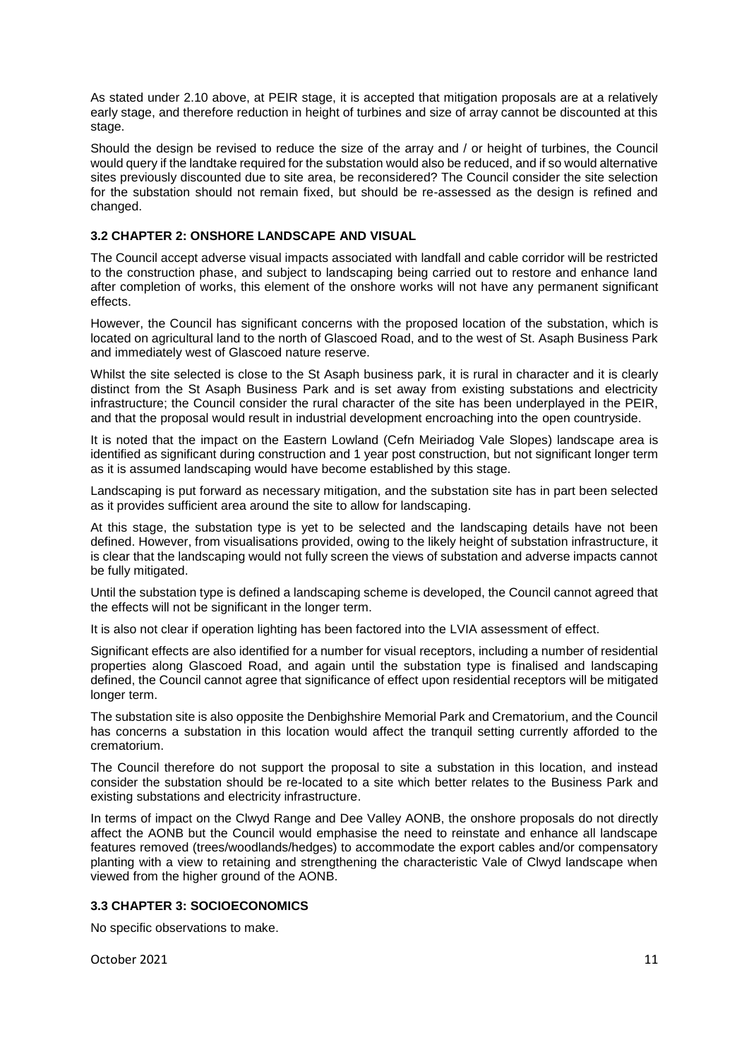As stated under 2.10 above, at PEIR stage, it is accepted that mitigation proposals are at a relatively early stage, and therefore reduction in height of turbines and size of array cannot be discounted at this stage.

Should the design be revised to reduce the size of the array and / or height of turbines, the Council would query if the landtake required for the substation would also be reduced, and if so would alternative sites previously discounted due to site area, be reconsidered? The Council consider the site selection for the substation should not remain fixed, but should be re-assessed as the design is refined and changed.

### 3.2 CHAPTER 2: ONSHORE LANDSCAPE AND VISUAL

The Council accept adverse visual impacts associated with landfall and cable corridor will be restricted to the construction phase, and subject to landscaping being carried out to restore and enhance land after completion of works, this element of the onshore works will not have any permanent significant effects.

However, the Council has significant concerns with the proposed location of the substation, which is located on agricultural land to the north of Glascoed Road, and to the west of St. Asaph Business Park and immediately west of Glascoed nature reserve.

Whilst the site selected is close to the St Asaph business park, it is rural in character and it is clearly distinct from the St Asaph Business Park and is set away from existing substations and electricity infrastructure; the Council consider the rural character of the site has been underplayed in the PEIR, and that the proposal would result in industrial development encroaching into the open countryside.

It is noted that the impact on the Eastern Lowland (Cefn Meiriadog Vale Slopes) landscape area is identified as significant during construction and 1 year post construction, but not significant longer term as it is assumed landscaping would have become established by this stage.

Landscaping is put forward as necessary mitigation, and the substation site has in part been selected as it provides sufficient area around the site to allow for landscaping.

At this stage, the substation type is yet to be selected and the landscaping details have not been defined. However, from visualisations provided, owing to the likely height of substation infrastructure, it is clear that the landscaping would not fully screen the views of substation and adverse impacts cannot be fully mitigated.

Until the substation type is defined a landscaping scheme is developed, the Council cannot agreed that the effects will not be significant in the longer term.

It is also not clear if operation lighting has been factored into the LVIA assessment of effect.

Significant effects are also identified for a number for visual receptors, including a number of residential properties along Glascoed Road, and again until the substation type is finalised and landscaping defined, the Council cannot agree that significance of effect upon residential receptors will be mitigated longer term.

The substation site is also opposite the Denbighshire Memorial Park and Crematorium, and the Council has concerns a substation in this location would affect the tranquil setting currently afforded to the crematorium.

The Council therefore do not support the proposal to site a substation in this location, and instead consider the substation should be re-located to a site which better relates to the Business Park and existing substations and electricity infrastructure.

In terms of impact on the Clwyd Range and Dee Valley AONB, the onshore proposals do not directly affect the AONB but the Council would emphasise the need to reinstate and enhance all landscape features removed (trees/woodlands/hedges) to accommodate the export cables and/or compensatory planting with a view to retaining and strengthening the characteristic Vale of Clwyd landscape when viewed from the higher ground of the AONB.

### 3.3 CHAPTER 3: SOCIOECONOMICS

No specific observations to make.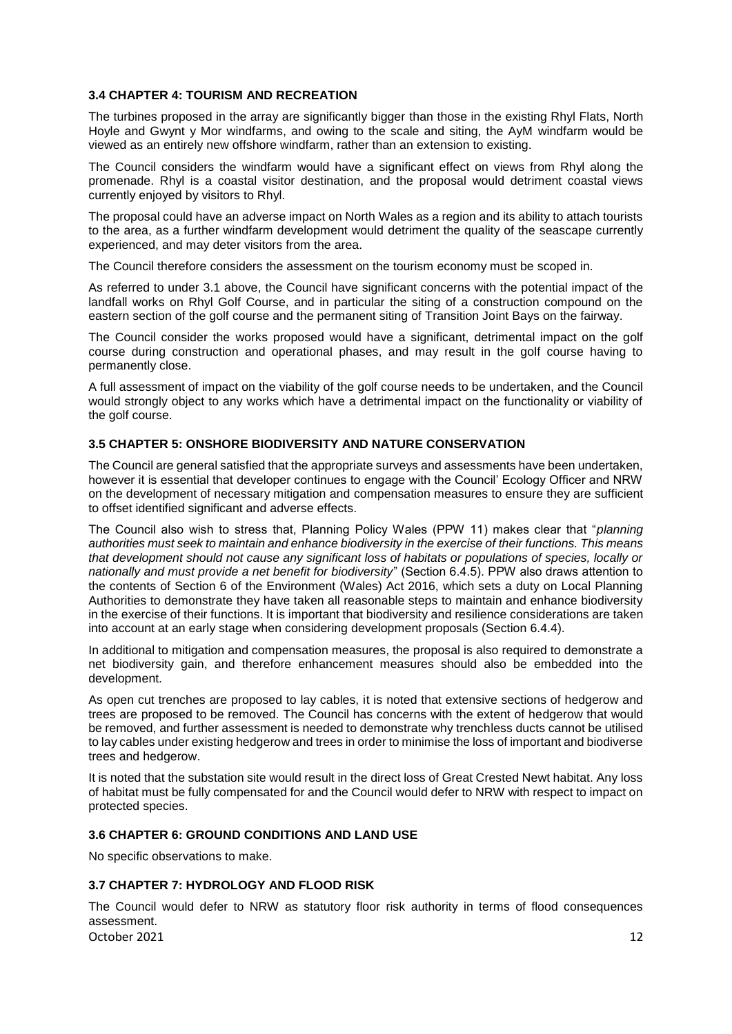### 3.4 CHAPTER 4: TOURISM AND RECREATION

The turbines proposed in the array are significantly bigger than those in the existing Rhyl Flats, North Hoyle and Gwynt y Mor windfarms, and owing to the scale and siting, the AyM windfarm would be viewed as an entirely new offshore windfarm, rather than an extension to existing.

The Council considers the windfarm would have a significant effect on views from Rhyl along the promenade. Rhyl is a coastal visitor destination, and the proposal would detriment coastal views currently enjoyed by visitors to Rhyl.

The proposal could have an adverse impact on North Wales as a region and its ability to attach tourists to the area, as a further windfarm development would detriment the quality of the seascape currently experienced, and may deter visitors from the area.

The Council therefore considers the assessment on the tourism economy must be scoped in.

As referred to under 3.1 above, the Council have significant concerns with the potential impact of the landfall works on Rhyl Golf Course, and in particular the siting of a construction compound on the eastern section of the golf course and the permanent siting of Transition Joint Bays on the fairway.

The Council consider the works proposed would have a significant, detrimental impact on the golf course during construction and operational phases, and may result in the golf course having to permanently close.

A full assessment of impact on the viability of the golf course needs to be undertaken, and the Council would strongly object to any works which have a detrimental impact on the functionality or viability of the golf course.

### 3.5 CHAPTER 5: ONSHORE BIODIVERSITY AND NATURE CONSERVATION

The Council are general satisfied that the appropriate surveys and assessments have been undertaken, however it is essential that developer continues to engage with the Council' Ecology Officer and NRW on the development of necessary mitigation and compensation measures to ensure they are sufficient to offset identified significant and adverse effects.

The Council also wish to stress that, Planning Policy Wales (PPW 11) makes clear that "*planning authorities must seek to maintain and enhance biodiversity in the exercise of their functions. This means that development should not cause any significant loss of habitats or populations of species, locally or nationally and must provide a net benefit for biodiversity*" (Section 6.4.5). PPW also draws attention to the contents of Section 6 of the Environment (Wales) Act 2016, which sets a duty on Local Planning Authorities to demonstrate they have taken all reasonable steps to maintain and enhance biodiversity in the exercise of their functions. It is important that biodiversity and resilience considerations are taken into account at an early stage when considering development proposals (Section 6.4.4).

In additional to mitigation and compensation measures, the proposal is also required to demonstrate a net biodiversity gain, and therefore enhancement measures should also be embedded into the development.

As open cut trenches are proposed to lay cables, it is noted that extensive sections of hedgerow and trees are proposed to be removed. The Council has concerns with the extent of hedgerow that would be removed, and further assessment is needed to demonstrate why trenchless ducts cannot be utilised to lay cables under existing hedgerow and trees in order to minimise the loss of important and biodiverse trees and hedgerow.

It is noted that the substation site would result in the direct loss of Great Crested Newt habitat. Any loss of habitat must be fully compensated for and the Council would defer to NRW with respect to impact on protected species.

### 3.6 CHAPTER 6: GROUND CONDITIONS AND LAND USE

No specific observations to make.

### 3.7 CHAPTER 7: HYDROLOGY AND FLOOD RISK

The Council would defer to NRW as statutory floor risk authority in terms of flood consequences assessment.

October 2021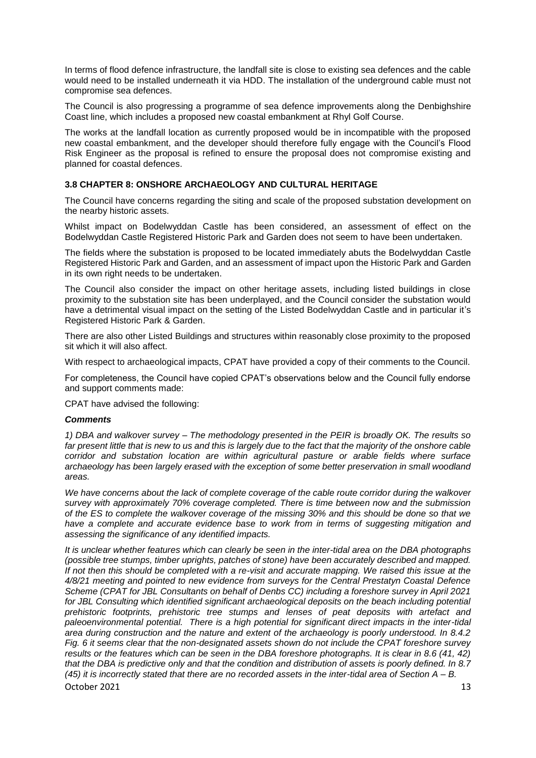In terms of flood defence infrastructure, the landfall site is close to existing sea defences and the cable would need to be installed underneath it via HDD. The installation of the underground cable must not compromise sea defences.

The Council is also progressing a programme of sea defence improvements along the Denbighshire Coast line, which includes a proposed new coastal embankment at Rhyl Golf Course.

The works at the landfall location as currently proposed would be in incompatible with the proposed new coastal embankment, and the developer should therefore fully engage with the Council's Flood Risk Engineer as the proposal is refined to ensure the proposal does not compromise existing and planned for coastal defences.

### 3.8 CHAPTER 8: ONSHORE ARCHAEOLOGY AND CULTURAL HERITAGE

The Council have concerns regarding the siting and scale of the proposed substation development on the nearby historic assets.

Whilst impact on Bodelwyddan Castle has been considered, an assessment of effect on the Bodelwyddan Castle Registered Historic Park and Garden does not seem to have been undertaken.

The fields where the substation is proposed to be located immediately abuts the Bodelwyddan Castle Registered Historic Park and Garden, and an assessment of impact upon the Historic Park and Garden in its own right needs to be undertaken.

The Council also consider the impact on other heritage assets, including listed buildings in close proximity to the substation site has been underplayed, and the Council consider the substation would have a detrimental visual impact on the setting of the Listed Bodelwyddan Castle and in particular it's Registered Historic Park & Garden.

There are also other Listed Buildings and structures within reasonably close proximity to the proposed sit which it will also affect.

With respect to archaeological impacts, CPAT have provided a copy of their comments to the Council.

For completeness, the Council have copied CPAT's observations below and the Council fully endorse and support comments made:

CPAT have advised the following:

***Comments***

*1) DBA and walkover survey – The methodology presented in the PEIR is broadly OK. The results so far present little that is new to us and this is largely due to the fact that the majority of the onshore cable corridor and substation location are within agricultural pasture or arable fields where surface archaeology has been largely erased with the exception of some better preservation in small woodland areas.*

*We have concerns about the lack of complete coverage of the cable route corridor during the walkover survey with approximately 70% coverage completed. There is time between now and the submission of the ES to complete the walkover coverage of the missing 30% and this should be done so that we have a complete and accurate evidence base to work from in terms of suggesting mitigation and assessing the significance of any identified impacts.*

*It is unclear whether features which can clearly be seen in the inter-tidal area on the DBA photographs (possible tree stumps, timber uprights, patches of stone) have been accurately described and mapped. If not then this should be completed with a re-visit and accurate mapping. We raised this issue at the 4/8/21 meeting and pointed to new evidence from surveys for the Central Prestatyn Coastal Defence Scheme (CPAT for JBL Consultants on behalf of Denbs CC) including a foreshore survey in April 2021 for JBL Consulting which identified significant archaeological deposits on the beach including potential prehistoric footprints, prehistoric tree stumps and lenses of peat deposits with artefact and paleoenvironmental potential. There is a high potential for significant direct impacts in the inter-tidal area during construction and the nature and extent of the archaeology is poorly understood. In 8.4.2 Fig. 6 it seems clear that the non-designated assets shown do not include the CPAT foreshore survey results or the features which can be seen in the DBA foreshore photographs. It is clear in 8.6 (41, 42) that the DBA is predictive only and that the condition and distribution of assets is poorly defined. In 8.7 (45) it is incorrectly stated that there are no recorded assets in the inter-tidal area of Section A – B.*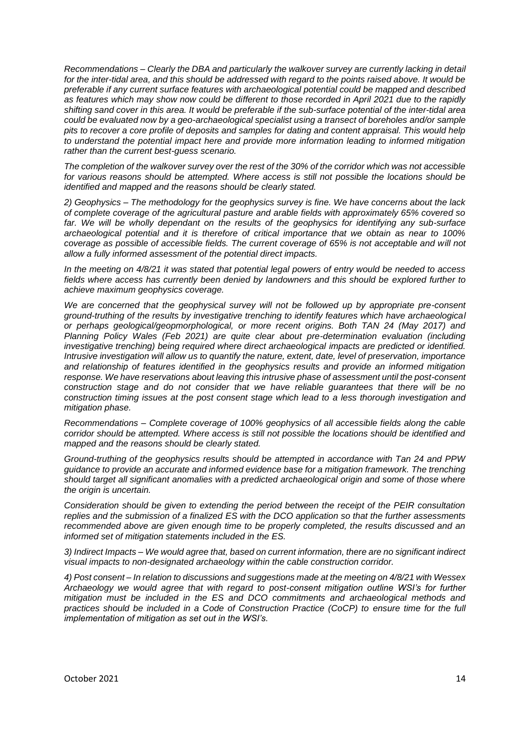*Recommendations – Clearly the DBA and particularly the walkover survey are currently lacking in detail for the inter-tidal area, and this should be addressed with regard to the points raised above. It would be preferable if any current surface features with archaeological potential could be mapped and described as features which may show now could be different to those recorded in April 2021 due to the rapidly shifting sand cover in this area. It would be preferable if the sub-surface potential of the inter-tidal area could be evaluated now by a geo-archaeological specialist using a transect of boreholes and/or sample pits to recover a core profile of deposits and samples for dating and content appraisal. This would help to understand the potential impact here and provide more information leading to informed mitigation rather than the current best-guess scenario.*

*The completion of the walkover survey over the rest of the 30% of the corridor which was not accessible for various reasons should be attempted. Where access is still not possible the locations should be identified and mapped and the reasons should be clearly stated.*

*2) Geophysics – The methodology for the geophysics survey is fine. We have concerns about the lack of complete coverage of the agricultural pasture and arable fields with approximately 65% covered so far. We will be wholly dependant on the results of the geophysics for identifying any sub-surface archaeological potential and it is therefore of critical importance that we obtain as near to 100% coverage as possible of accessible fields. The current coverage of 65% is not acceptable and will not allow a fully informed assessment of the potential direct impacts.*

*In the meeting on 4/8/21 it was stated that potential legal powers of entry would be needed to access fields where access has currently been denied by landowners and this should be explored further to achieve maximum geophysics coverage.*

*We are concerned that the geophysical survey will not be followed up by appropriate pre-consent ground-truthing of the results by investigative trenching to identify features which have archaeological or perhaps geological/geopmorphological, or more recent origins. Both TAN 24 (May 2017) and Planning Policy Wales (Feb 2021) are quite clear about pre-determination evaluation (including investigative trenching) being required where direct archaeological impacts are predicted or identified. Intrusive investigation will allow us to quantify the nature, extent, date, level of preservation, importance and relationship of features identified in the geophysics results and provide an informed mitigation response. We have reservations about leaving this intrusive phase of assessment until the post-consent construction stage and do not consider that we have reliable guarantees that there will be no construction timing issues at the post consent stage which lead to a less thorough investigation and mitigation phase.*

*Recommendations – Complete coverage of 100% geophysics of all accessible fields along the cable corridor should be attempted. Where access is still not possible the locations should be identified and mapped and the reasons should be clearly stated.*

*Ground-truthing of the geophysics results should be attempted in accordance with Tan 24 and PPW guidance to provide an accurate and informed evidence base for a mitigation framework. The trenching should target all significant anomalies with a predicted archaeological origin and some of those where the origin is uncertain.*

*Consideration should be given to extending the period between the receipt of the PEIR consultation replies and the submission of a finalized ES with the DCO application so that the further assessments recommended above are given enough time to be properly completed, the results discussed and an informed set of mitigation statements included in the ES.*

*3) Indirect Impacts – We would agree that, based on current information, there are no significant indirect visual impacts to non-designated archaeology within the cable construction corridor.*

*4) Post consent – In relation to discussions and suggestions made at the meeting on 4/8/21 with Wessex Archaeology we would agree that with regard to post-consent mitigation outline WSI's for further mitigation must be included in the ES and DCO commitments and archaeological methods and practices should be included in a Code of Construction Practice (CoCP) to ensure time for the full implementation of mitigation as set out in the WSI's.*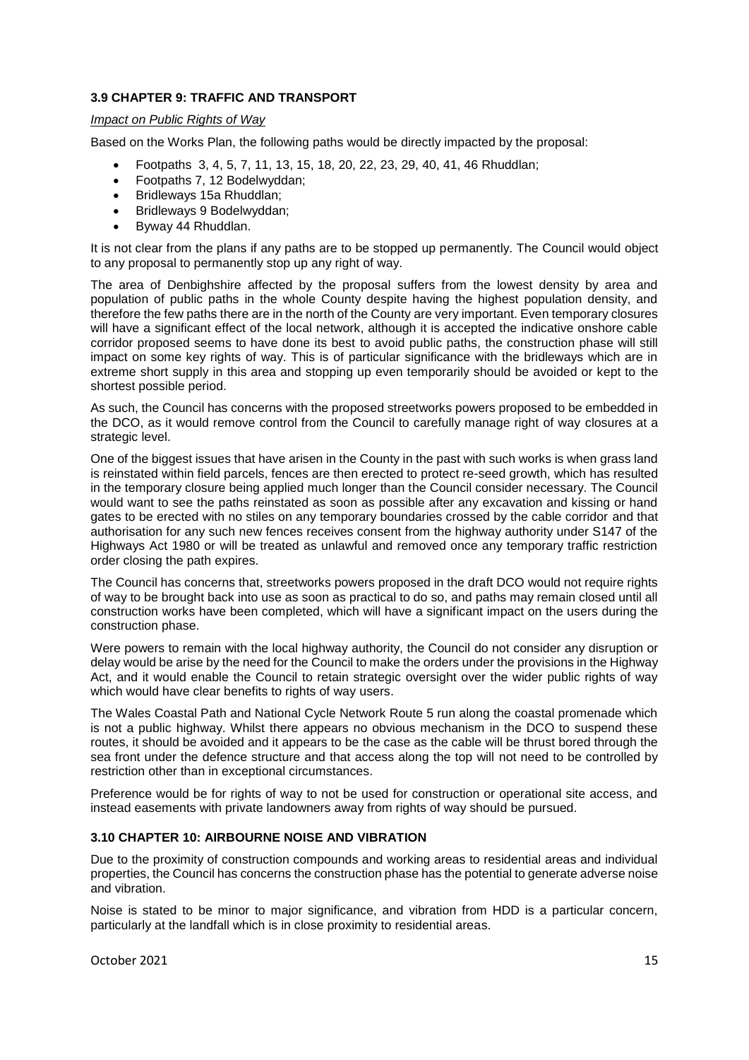### 3.9 CHAPTER 9: TRAFFIC AND TRANSPORT

*Impact on Public Rights of Way*

Based on the Works Plan, the following paths would be directly impacted by the proposal:

- Footpaths 3, 4, 5, 7, 11, 13, 15, 18, 20, 22, 23, 29, 40, 41, 46 Rhuddlan;
- Footpaths 7, 12 Bodelwyddan;
- Bridleways 15a Rhuddlan;
- Bridleways 9 Bodelwyddan;
- Byway 44 Rhuddlan.

It is not clear from the plans if any paths are to be stopped up permanently. The Council would object to any proposal to permanently stop up any right of way.

The area of Denbighshire affected by the proposal suffers from the lowest density by area and population of public paths in the whole County despite having the highest population density, and therefore the few paths there are in the north of the County are very important. Even temporary closures will have a significant effect of the local network, although it is accepted the indicative onshore cable corridor proposed seems to have done its best to avoid public paths, the construction phase will still impact on some key rights of way. This is of particular significance with the bridleways which are in extreme short supply in this area and stopping up even temporarily should be avoided or kept to the shortest possible period.

As such, the Council has concerns with the proposed streetworks powers proposed to be embedded in the DCO, as it would remove control from the Council to carefully manage right of way closures at a strategic level.

One of the biggest issues that have arisen in the County in the past with such works is when grass land is reinstated within field parcels, fences are then erected to protect re-seed growth, which has resulted in the temporary closure being applied much longer than the Council consider necessary. The Council would want to see the paths reinstated as soon as possible after any excavation and kissing or hand gates to be erected with no stiles on any temporary boundaries crossed by the cable corridor and that authorisation for any such new fences receives consent from the highway authority under S147 of the Highways Act 1980 or will be treated as unlawful and removed once any temporary traffic restriction order closing the path expires.

The Council has concerns that, streetworks powers proposed in the draft DCO would not require rights of way to be brought back into use as soon as practical to do so, and paths may remain closed until all construction works have been completed, which will have a significant impact on the users during the construction phase.

Were powers to remain with the local highway authority, the Council do not consider any disruption or delay would be arise by the need for the Council to make the orders under the provisions in the Highway Act, and it would enable the Council to retain strategic oversight over the wider public rights of way which would have clear benefits to rights of way users.

The Wales Coastal Path and National Cycle Network Route 5 run along the coastal promenade which is not a public highway. Whilst there appears no obvious mechanism in the DCO to suspend these routes, it should be avoided and it appears to be the case as the cable will be thrust bored through the sea front under the defence structure and that access along the top will not need to be controlled by restriction other than in exceptional circumstances.

Preference would be for rights of way to not be used for construction or operational site access, and instead easements with private landowners away from rights of way should be pursued.

### 3.10 CHAPTER 10: AIRBOURNE NOISE AND VIBRATION

Due to the proximity of construction compounds and working areas to residential areas and individual properties, the Council has concerns the construction phase has the potential to generate adverse noise and vibration.

Noise is stated to be minor to major significance, and vibration from HDD is a particular concern, particularly at the landfall which is in close proximity to residential areas.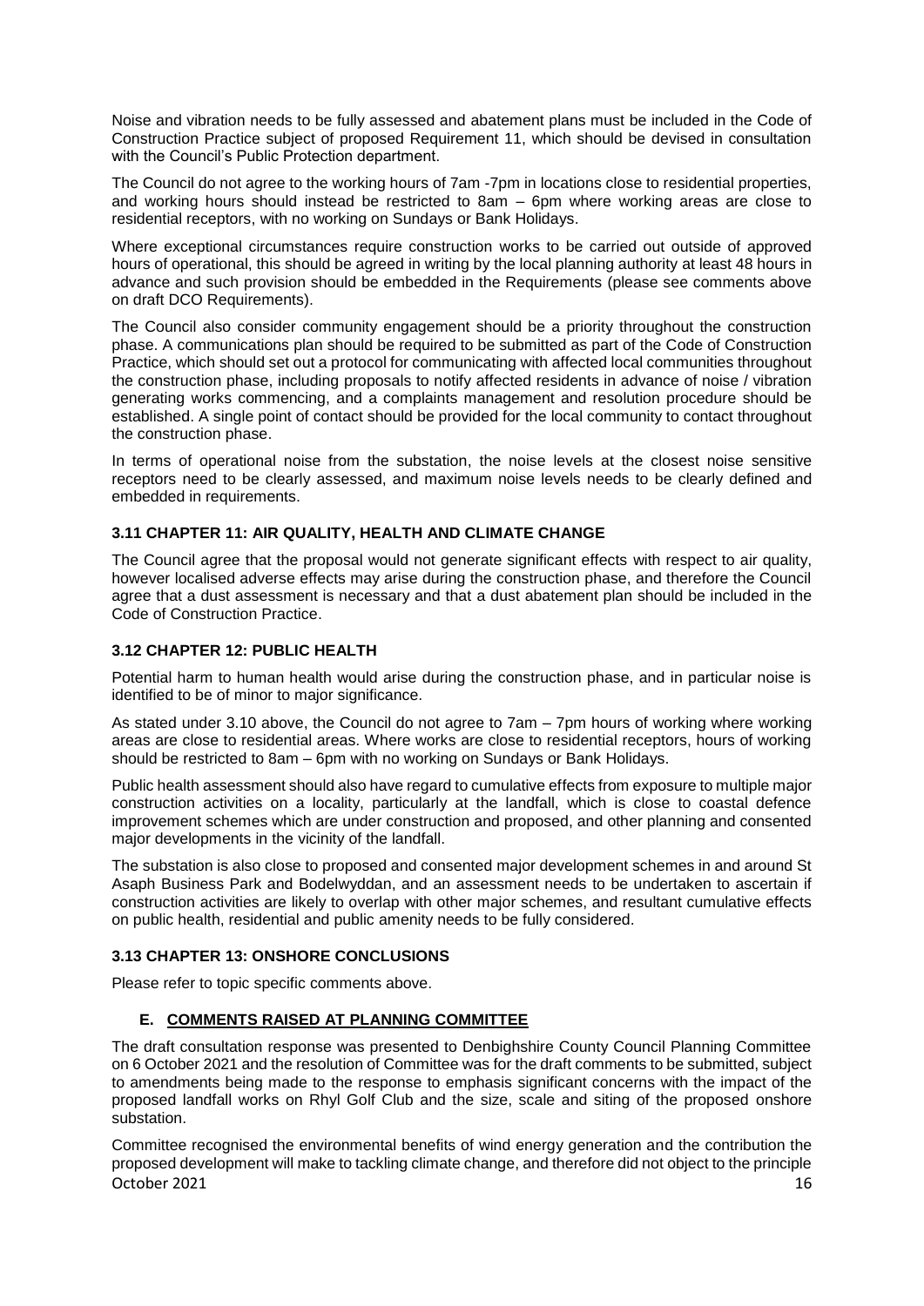Noise and vibration needs to be fully assessed and abatement plans must be included in the Code of Construction Practice subject of proposed Requirement 11, which should be devised in consultation with the Council's Public Protection department.

The Council do not agree to the working hours of 7am -7pm in locations close to residential properties, and working hours should instead be restricted to 8am – 6pm where working areas are close to residential receptors, with no working on Sundays or Bank Holidays.

Where exceptional circumstances require construction works to be carried out outside of approved hours of operational, this should be agreed in writing by the local planning authority at least 48 hours in advance and such provision should be embedded in the Requirements (please see comments above on draft DCO Requirements).

The Council also consider community engagement should be a priority throughout the construction phase. A communications plan should be required to be submitted as part of the Code of Construction Practice, which should set out a protocol for communicating with affected local communities throughout the construction phase, including proposals to notify affected residents in advance of noise / vibration generating works commencing, and a complaints management and resolution procedure should be established. A single point of contact should be provided for the local community to contact throughout the construction phase.

In terms of operational noise from the substation, the noise levels at the closest noise sensitive receptors need to be clearly assessed, and maximum noise levels needs to be clearly defined and embedded in requirements.

### 3.11 CHAPTER 11: AIR QUALITY, HEALTH AND CLIMATE CHANGE

The Council agree that the proposal would not generate significant effects with respect to air quality, however localised adverse effects may arise during the construction phase, and therefore the Council agree that a dust assessment is necessary and that a dust abatement plan should be included in the Code of Construction Practice.

### 3.12 CHAPTER 12: PUBLIC HEALTH

Potential harm to human health would arise during the construction phase, and in particular noise is identified to be of minor to major significance.

As stated under 3.10 above, the Council do not agree to 7am – 7pm hours of working where working areas are close to residential areas. Where works are close to residential receptors, hours of working should be restricted to 8am – 6pm with no working on Sundays or Bank Holidays.

Public health assessment should also have regard to cumulative effects from exposure to multiple major construction activities on a locality, particularly at the landfall, which is close to coastal defence improvement schemes which are under construction and proposed, and other planning and consented major developments in the vicinity of the landfall.

The substation is also close to proposed and consented major development schemes in and around St Asaph Business Park and Bodelwyddan, and an assessment needs to be undertaken to ascertain if construction activities are likely to overlap with other major schemes, and resultant cumulative effects on public health, residential and public amenity needs to be fully considered.

### 3.13 CHAPTER 13: ONSHORE CONCLUSIONS

Please refer to topic specific comments above.

## E. COMMENTS RAISED AT PLANNING COMMITTEE

The draft consultation response was presented to Denbighshire County Council Planning Committee on 6 October 2021 and the resolution of Committee was for the draft comments to be submitted, subject to amendments being made to the response to emphasis significant concerns with the impact of the proposed landfall works on Rhyl Golf Club and the size, scale and siting of the proposed onshore substation.

Committee recognised the environmental benefits of wind energy generation and the contribution the proposed development will make to tackling climate change, and therefore did not object to the principle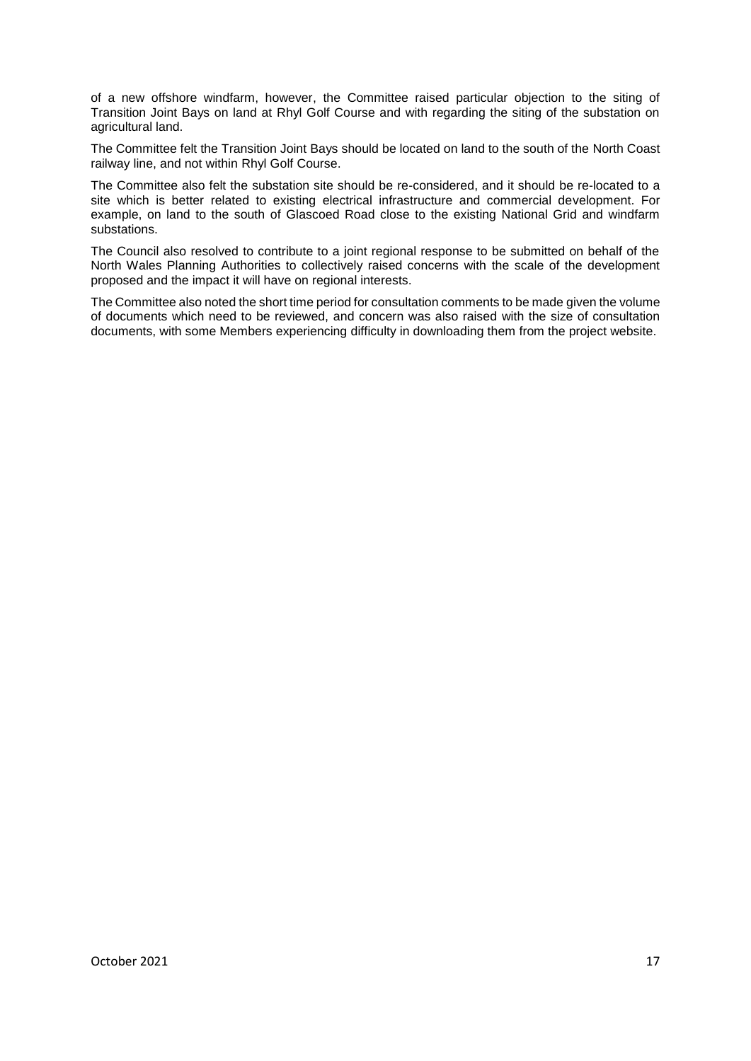of a new offshore windfarm, however, the Committee raised particular objection to the siting of Transition Joint Bays on land at Rhyl Golf Course and with regarding the siting of the substation on agricultural land.

The Committee felt the Transition Joint Bays should be located on land to the south of the North Coast railway line, and not within Rhyl Golf Course.

The Committee also felt the substation site should be re-considered, and it should be re-located to a site which is better related to existing electrical infrastructure and commercial development. For example, on land to the south of Glascoed Road close to the existing National Grid and windfarm substations.

The Council also resolved to contribute to a joint regional response to be submitted on behalf of the North Wales Planning Authorities to collectively raised concerns with the scale of the development proposed and the impact it will have on regional interests.

The Committee also noted the short time period for consultation comments to be made given the volume of documents which need to be reviewed, and concern was also raised with the size of consultation documents, with some Members experiencing difficulty in downloading them from the project website.